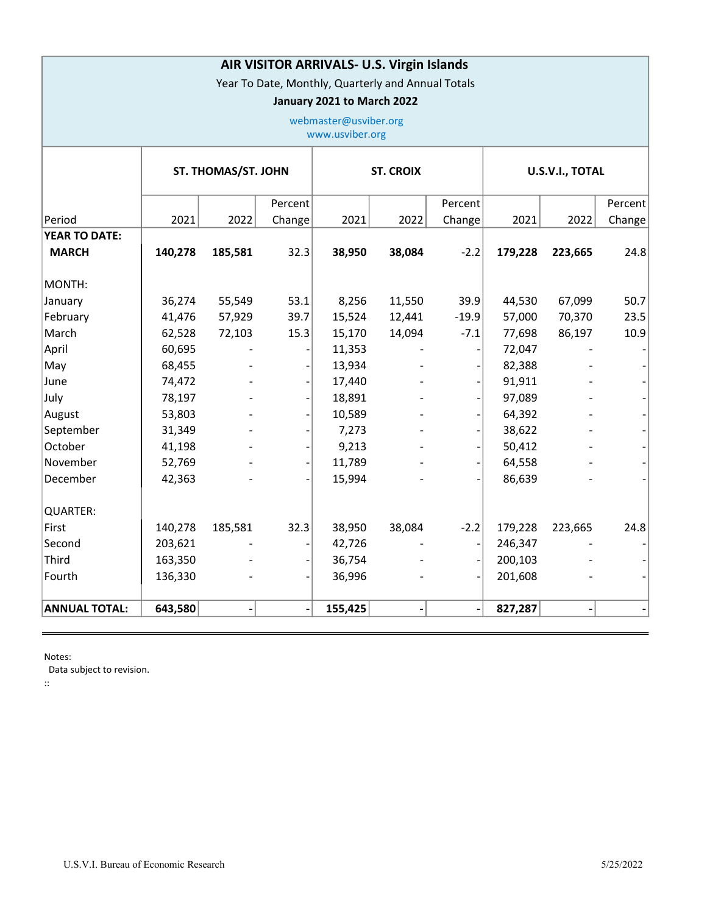# AIR VISITOR ARRIVALS- U.S. Virgin Islands

Year To Date, Monthly, Quarterly and Annual Totals

**January 2021 to March 2022**

webmaster@usviber.org
www.usviber.org

| Period | ST. THOMAS/ST. JOHN | | | ST. CROIX | | | U.S.V.I., TOTAL | | |
|---|---|---|---|---|---|---|---|---|---|
| | 2021 | 2022 | Percent Change | 2021 | 2022 | Percent Change | 2021 | 2022 | Percent Change |
| **YEAR TO DATE:** | | | | | | | | | |
| **MARCH** | **140,278** | **185,581** | 32.3 | **38,950** | **38,084** | -2.2 | **179,228** | **223,665** | 24.8 |
| MONTH: | | | | | | | | | |
| January | 36,274 | 55,549 | 53.1 | 8,256 | 11,550 | 39.9 | 44,530 | 67,099 | 50.7 |
| February | 41,476 | 57,929 | 39.7 | 15,524 | 12,441 | -19.9 | 57,000 | 70,370 | 23.5 |
| March | 62,528 | 72,103 | 15.3 | 15,170 | 14,094 | -7.1 | 77,698 | 86,197 | 10.9 |
| April | 60,695 | - | - | 11,353 | - | - | 72,047 | - | - |
| May | 68,455 | - | - | 13,934 | - | - | 82,388 | - | - |
| June | 74,472 | - | - | 17,440 | - | - | 91,911 | - | - |
| July | 78,197 | - | - | 18,891 | - | - | 97,089 | - | - |
| August | 53,803 | - | - | 10,589 | - | - | 64,392 | - | - |
| September | 31,349 | - | - | 7,273 | - | - | 38,622 | - | - |
| October | 41,198 | - | - | 9,213 | - | - | 50,412 | - | - |
| November | 52,769 | - | - | 11,789 | - | - | 64,558 | - | - |
| December | 42,363 | - | - | 15,994 | - | - | 86,639 | - | - |
| QUARTER: | | | | | | | | | |
| First | 140,278 | 185,581 | 32.3 | 38,950 | 38,084 | -2.2 | 179,228 | 223,665 | 24.8 |
| Second | 203,621 | - | - | 42,726 | - | - | 246,347 | - | - |
| Third | 163,350 | - | - | 36,754 | - | - | 200,103 | - | - |
| Fourth | 136,330 | - | - | 36,996 | - | - | 201,608 | - | - |
| **ANNUAL TOTAL:** | **643,580** | **-** | **-** | **155,425** | **-** | **-** | **827,287** | **-** | **-** |

Notes:
Data subject to revision.

::

U.S.V.I. Bureau of Economic Research 5/25/2022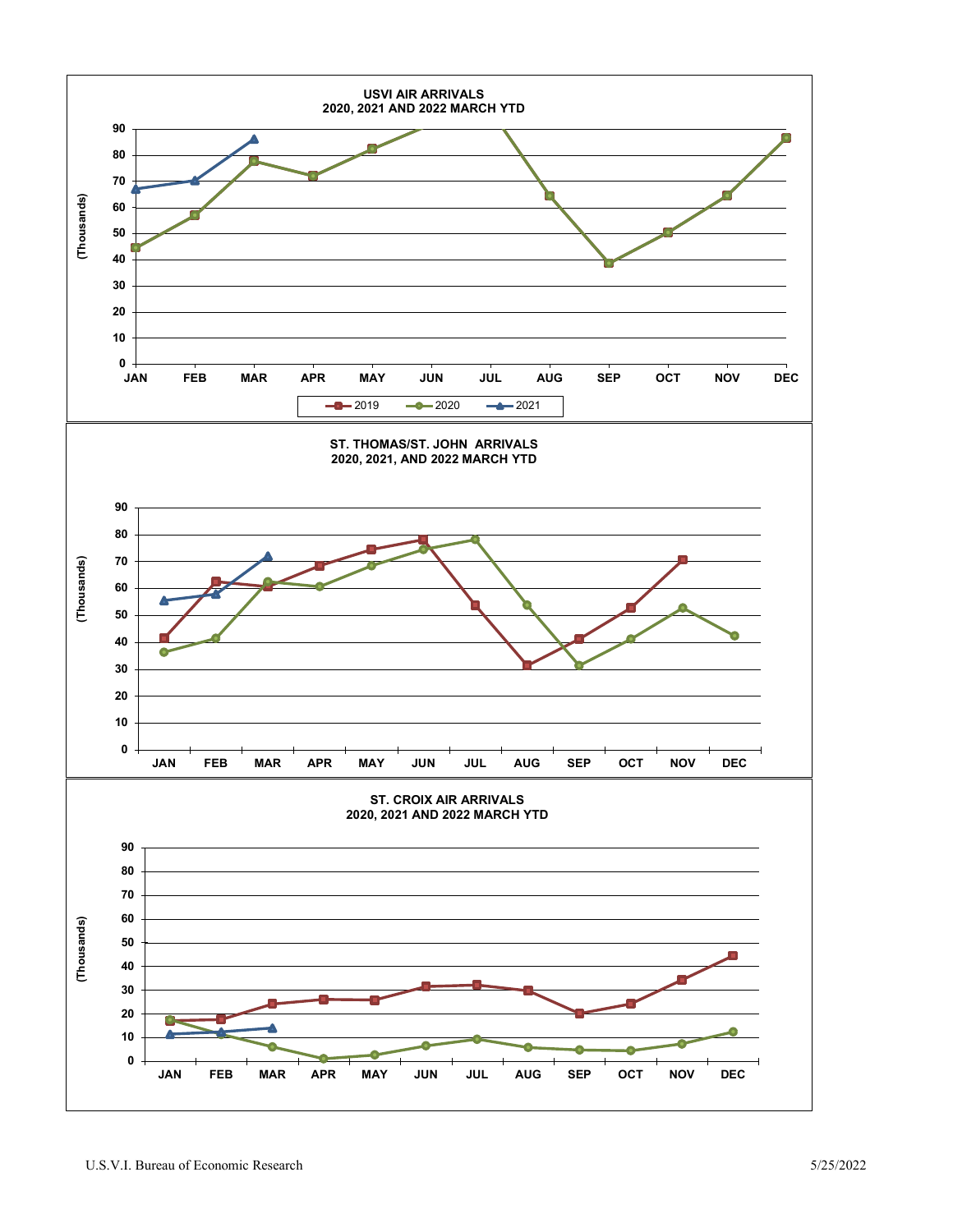USVI AIR ARRIVALS
2020, 2021 AND 2022 MARCH YTD

(Thousands)

90
80
70
60
50
40
30
20
10
0

JAN FEB MAR APR MAY JUN JUL AUG SEP OCT NOV DEC

2019 2020 2021

ST. THOMAS/ST. JOHN ARRIVALS
2020, 2021, AND 2022 MARCH YTD

(Thousands)

90
80
70
60
50
40
30
20
10
0

JAN FEB MAR APR MAY JUN JUL AUG SEP OCT NOV DEC

ST. CROIX AIR ARRIVALS
2020, 2021 AND 2022 MARCH YTD

(Thousands)

90
80
70
60
50
40
30
20
10
0

JAN FEB MAR APR MAY JUN JUL AUG SEP OCT NOV DEC

U.S.V.I. Bureau of Economic Research

5/25/2022